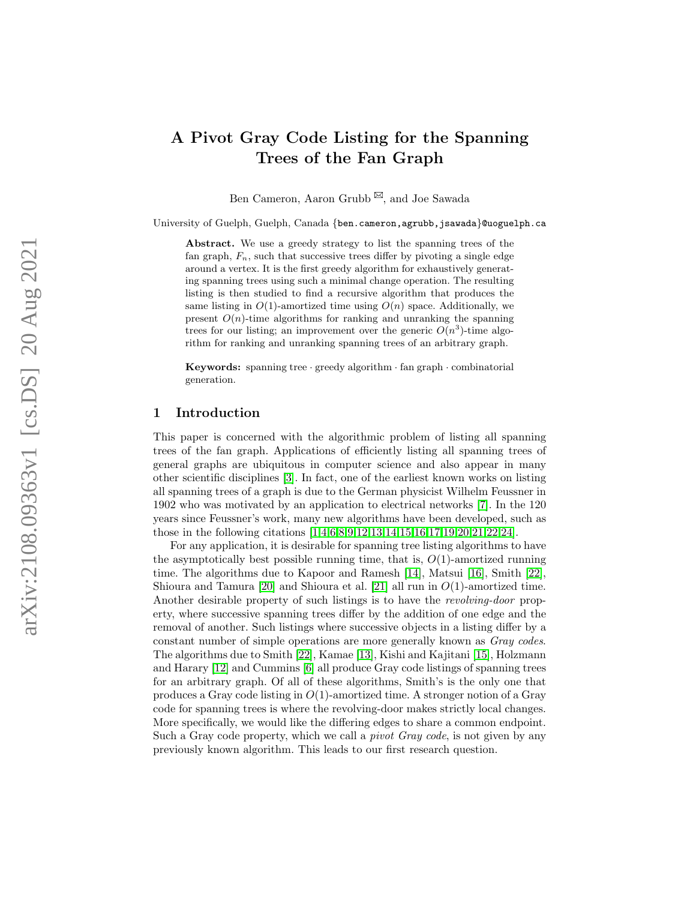# A Pivot Gray Code Listing for the Spanning Trees of the Fan Graph

Ben Cameron, Aaron Grubb ✉, and Joe Sawada

University of Guelph, Guelph, Canada {ben.cameron,agrubb,jsawada}@uoguelph.ca

**Abstract.** We use a greedy strategy to list the spanning trees of the fan graph, $F_n$, such that successive trees differ by pivoting a single edge around a vertex. It is the first greedy algorithm for exhaustively generating spanning trees using such a minimal change operation. The resulting listing is then studied to find a recursive algorithm that produces the same listing in $O(1)$-amortized time using $O(n)$ space. Additionally, we present $O(n)$-time algorithms for ranking and unranking the spanning trees for our listing; an improvement over the generic $O(n^3)$-time algorithm for ranking and unranking spanning trees of an arbitrary graph.

**Keywords:** spanning tree · greedy algorithm · fan graph · combinatorial generation.

## 1 Introduction

This paper is concerned with the algorithmic problem of listing all spanning trees of the fan graph. Applications of efficiently listing all spanning trees of general graphs are ubiquitous in computer science and also appear in many other scientific disciplines [3]. In fact, one of the earliest known works on listing all spanning trees of a graph is due to the German physicist Wilhelm Feussner in 1902 who was motivated by an application to electrical networks [7]. In the 120 years since Feussner's work, many new algorithms have been developed, such as those in the following citations [1,4,6,8,9,12,13,14,15,16,17,19,20,21,22,24].

For any application, it is desirable for spanning tree listing algorithms to have the asymptotically best possible running time, that is, $O(1)$-amortized running time. The algorithms due to Kapoor and Ramesh [14], Matsui [16], Smith [22], Shioura and Tamura [20] and Shioura et al. [21] all run in $O(1)$-amortized time. Another desirable property of such listings is to have the *revolving-door* property, where successive spanning trees differ by the addition of one edge and the removal of another. Such listings where successive objects in a listing differ by a constant number of simple operations are more generally known as *Gray codes*. The algorithms due to Smith [22], Kamae [13], Kishi and Kajitani [15], Holzmann and Harary [12] and Cummins [6] all produce Gray code listings of spanning trees for an arbitrary graph. Of all of these algorithms, Smith's is the only one that produces a Gray code listing in $O(1)$-amortized time. A stronger notion of a Gray code for spanning trees is where the revolving-door makes strictly local changes. More specifically, we would like the differing edges to share a common endpoint. Such a Gray code property, which we call a *pivot Gray code*, is not given by any previously known algorithm. This leads to our first research question.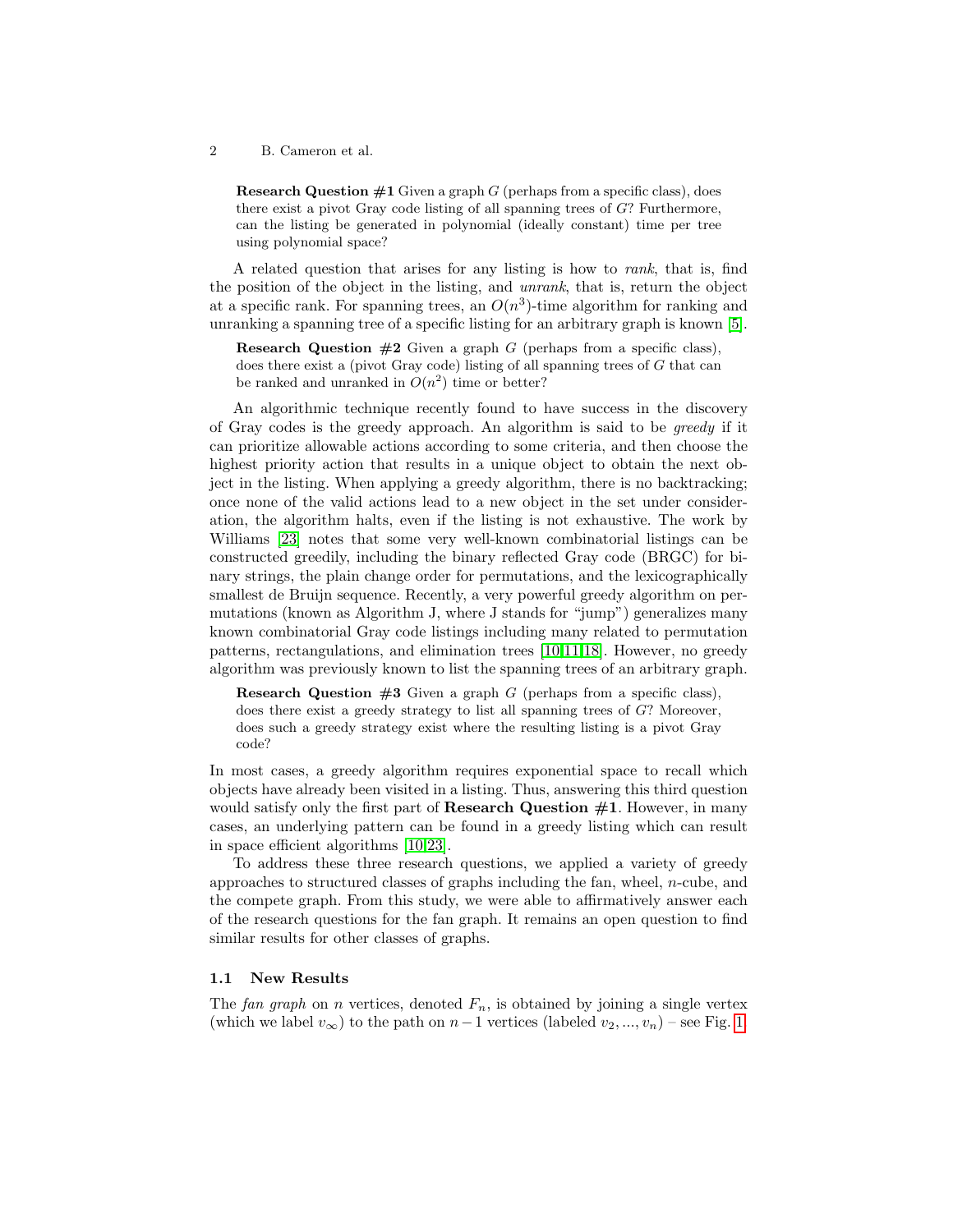**Research Question #1** Given a graph $G$ (perhaps from a specific class), does there exist a pivot Gray code listing of all spanning trees of $G$? Furthermore, can the listing be generated in polynomial (ideally constant) time per tree using polynomial space?

A related question that arises for any listing is how to *rank*, that is, find the position of the object in the listing, and *unrank*, that is, return the object at a specific rank. For spanning trees, an $O(n^3)$-time algorithm for ranking and unranking a spanning tree of a specific listing for an arbitrary graph is known [5].

**Research Question #2** Given a graph $G$ (perhaps from a specific class), does there exist a (pivot Gray code) listing of all spanning trees of $G$ that can be ranked and unranked in $O(n^2)$ time or better?

An algorithmic technique recently found to have success in the discovery of Gray codes is the greedy approach. An algorithm is said to be *greedy* if it can prioritize allowable actions according to some criteria, and then choose the highest priority action that results in a unique object to obtain the next object in the listing. When applying a greedy algorithm, there is no backtracking; once none of the valid actions lead to a new object in the set under consideration, the algorithm halts, even if the listing is not exhaustive. The work by Williams [23] notes that some very well-known combinatorial listings can be constructed greedily, including the binary reflected Gray code (BRGC) for binary strings, the plain change order for permutations, and the lexicographically smallest de Bruijn sequence. Recently, a very powerful greedy algorithm on permutations (known as Algorithm J, where J stands for "jump") generalizes many known combinatorial Gray code listings including many related to permutation patterns, rectangulations, and elimination trees [10,11,18]. However, no greedy algorithm was previously known to list the spanning trees of an arbitrary graph.

**Research Question #3** Given a graph $G$ (perhaps from a specific class), does there exist a greedy strategy to list all spanning trees of $G$? Moreover, does such a greedy strategy exist where the resulting listing is a pivot Gray code?

In most cases, a greedy algorithm requires exponential space to recall which objects have already been visited in a listing. Thus, answering this third question would satisfy only the first part of **Research Question #1**. However, in many cases, an underlying pattern can be found in a greedy listing which can result in space efficient algorithms [10,23].

To address these three research questions, we applied a variety of greedy approaches to structured classes of graphs including the fan, wheel, $n$-cube, and the compete graph. From this study, we were able to affirmatively answer each of the research questions for the fan graph. It remains an open question to find similar results for other classes of graphs.

### 1.1 New Results

The *fan graph* on $n$ vertices, denoted $F_n$, is obtained by joining a single vertex (which we label $v_\infty$) to the path on $n-1$ vertices (labeled $v_2, ..., v_n$) – see Fig. 1.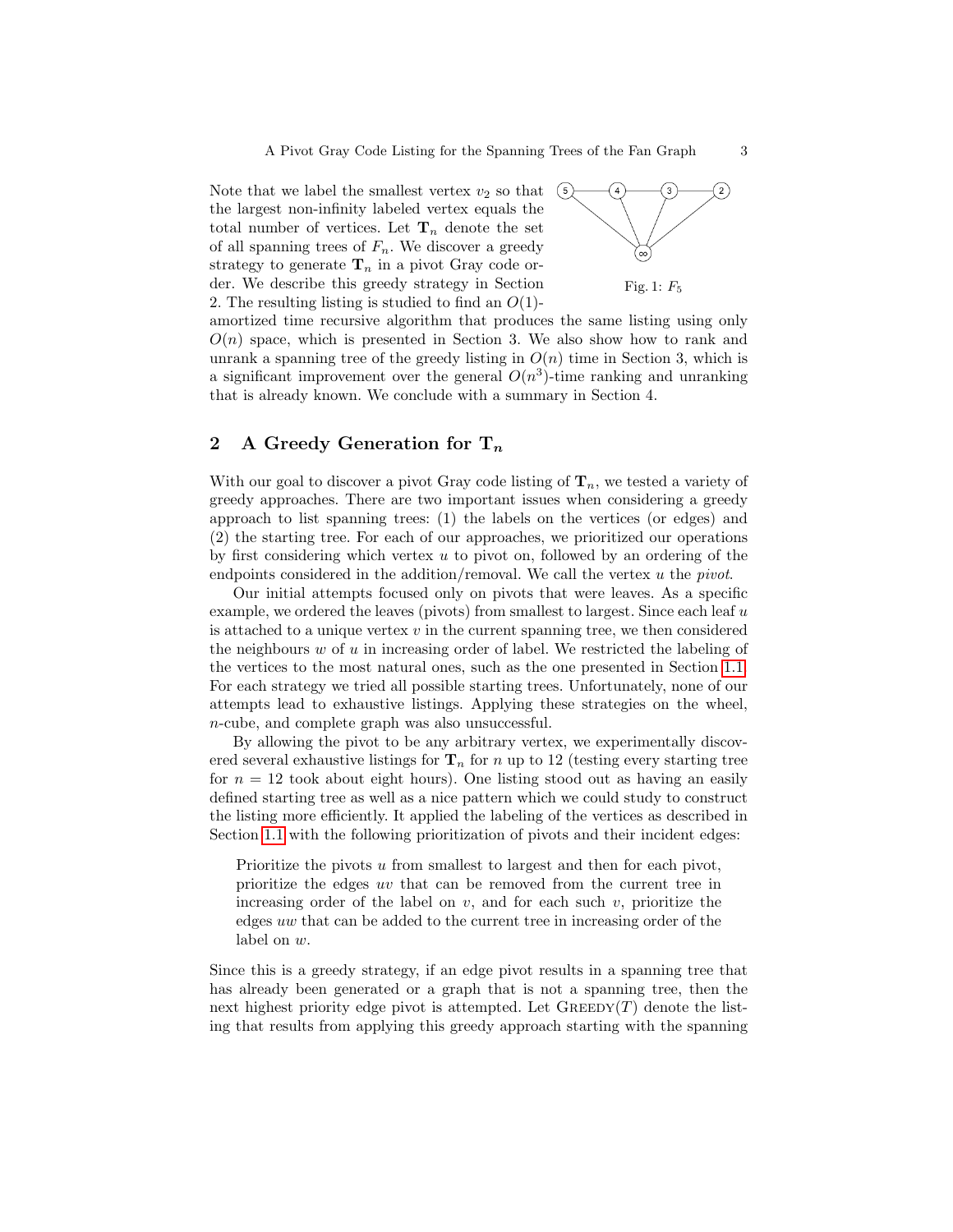Note that we label the smallest vertex $v_2$ so that the largest non-infinity labeled vertex equals the total number of vertices. Let $\mathbf{T}_n$ denote the set of all spanning trees of $F_n$. We discover a greedy strategy to generate $\mathbf{T}_n$ in a pivot Gray code order. We describe this greedy strategy in Section 2. The resulting listing is studied to find an $O(1)$-amortized time recursive algorithm that produces the same listing using only $O(n)$ space, which is presented in Section 3. We also show how to rank and unrank a spanning tree of the greedy listing in $O(n)$ time in Section 3, which is a significant improvement over the general $O(n^3)$-time ranking and unranking that is already known. We conclude with a summary in Section 4.

Fig. 1: $F_5$

## 2 A Greedy Generation for $\mathbf{T}_n$

With our goal to discover a pivot Gray code listing of $\mathbf{T}_n$, we tested a variety of greedy approaches. There are two important issues when considering a greedy approach to list spanning trees: (1) the labels on the vertices (or edges) and (2) the starting tree. For each of our approaches, we prioritized our operations by first considering which vertex $u$ to pivot on, followed by an ordering of the endpoints considered in the addition/removal. We call the vertex $u$ the *pivot*.

Our initial attempts focused only on pivots that were leaves. As a specific example, we ordered the leaves (pivots) from smallest to largest. Since each leaf $u$ is attached to a unique vertex $v$ in the current spanning tree, we then considered the neighbours $w$ of $u$ in increasing order of label. We restricted the labeling of the vertices to the most natural ones, such as the one presented in Section 1.1. For each strategy we tried all possible starting trees. Unfortunately, none of our attempts lead to exhaustive listings. Applying these strategies on the wheel, $n$-cube, and complete graph was also unsuccessful.

By allowing the pivot to be any arbitrary vertex, we experimentally discovered several exhaustive listings for $\mathbf{T}_n$ for $n$ up to 12 (testing every starting tree for $n = 12$ took about eight hours). One listing stood out as having an easily defined starting tree as well as a nice pattern which we could study to construct the listing more efficiently. It applied the labeling of the vertices as described in Section 1.1 with the following prioritization of pivots and their incident edges:

> Prioritize the pivots $u$ from smallest to largest and then for each pivot, prioritize the edges $uv$ that can be removed from the current tree in increasing order of the label on $v$, and for each such $v$, prioritize the edges $uw$ that can be added to the current tree in increasing order of the label on $w$.

Since this is a greedy strategy, if an edge pivot results in a spanning tree that has already been generated or a graph that is not a spanning tree, then the next highest priority edge pivot is attempted. Let GREEDY($T$) denote the listing that results from applying this greedy approach starting with the spanning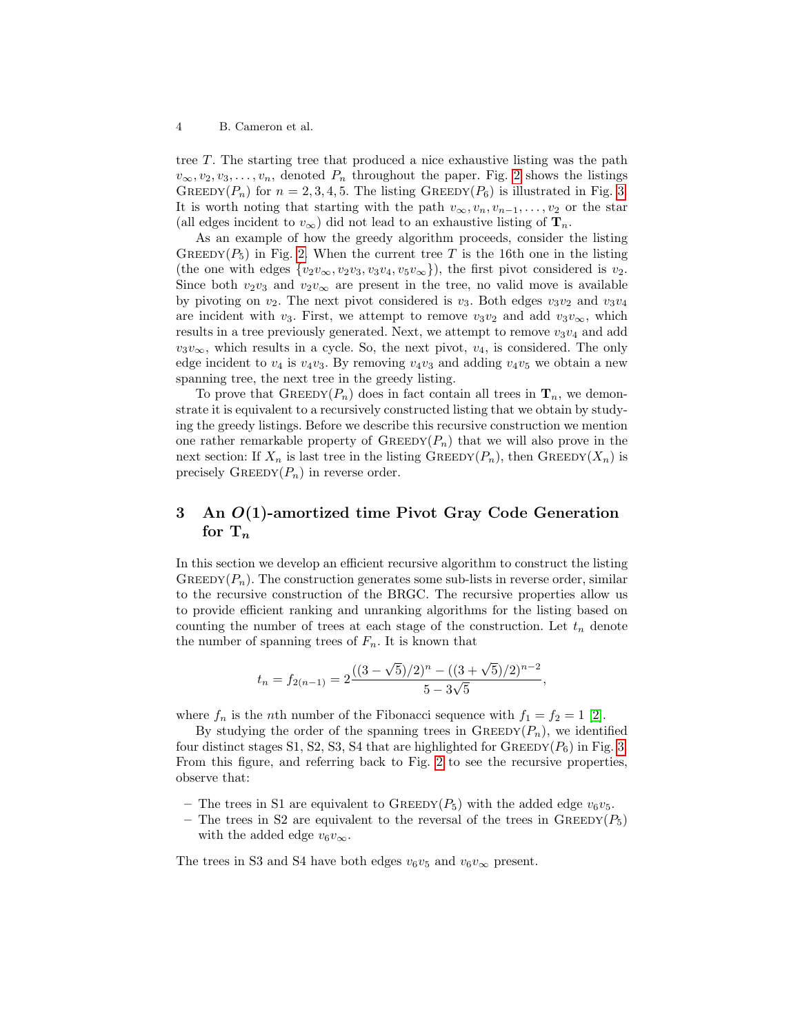tree $T$. The starting tree that produced a nice exhaustive listing was the path $v_\infty, v_2, v_3, \ldots, v_n$, denoted $P_n$ throughout the paper. Fig. 2 shows the listings $\text{GREEDY}(P_n)$ for $n = 2, 3, 4, 5$. The listing $\text{GREEDY}(P_6)$ is illustrated in Fig. 3. It is worth noting that starting with the path $v_\infty, v_n, v_{n-1}, \ldots, v_2$ or the star (all edges incident to $v_\infty$) did not lead to an exhaustive listing of $\mathbf{T}_n$.

As an example of how the greedy algorithm proceeds, consider the listing $\text{GREEDY}(P_5)$ in Fig. 2. When the current tree $T$ is the 16th one in the listing (the one with edges $\{v_2v_\infty, v_2v_3, v_3v_4, v_5v_\infty\}$), the first pivot considered is $v_2$. Since both $v_2v_3$ and $v_2v_\infty$ are present in the tree, no valid move is available by pivoting on $v_2$. The next pivot considered is $v_3$. Both edges $v_3v_2$ and $v_3v_4$ are incident with $v_3$. First, we attempt to remove $v_3v_2$ and add $v_3v_\infty$, which results in a tree previously generated. Next, we attempt to remove $v_3v_4$ and add $v_3v_\infty$, which results in a cycle. So, the next pivot, $v_4$, is considered. The only edge incident to $v_4$ is $v_4v_3$. By removing $v_4v_3$ and adding $v_4v_5$ we obtain a new spanning tree, the next tree in the greedy listing.

To prove that $\text{GREEDY}(P_n)$ does in fact contain all trees in $\mathbf{T}_n$, we demonstrate it is equivalent to a recursively constructed listing that we obtain by studying the greedy listings. Before we describe this recursive construction we mention one rather remarkable property of $\text{GREEDY}(P_n)$ that we will also prove in the next section: If $X_n$ is last tree in the listing $\text{GREEDY}(P_n)$, then $\text{GREEDY}(X_n)$ is precisely $\text{GREEDY}(P_n)$ in reverse order.

## 3 An $O(1)$-amortized time Pivot Gray Code Generation for $\mathbf{T}_n$

In this section we develop an efficient recursive algorithm to construct the listing $\text{GREEDY}(P_n)$. The construction generates some sub-lists in reverse order, similar to the recursive construction of the BRGC. The recursive properties allow us to provide efficient ranking and unranking algorithms for the listing based on counting the number of trees at each stage of the construction. Let $t_n$ denote the number of spanning trees of $F_n$. It is known that

$$t_n = f_{2(n-1)} = 2\frac{((3-\sqrt{5})/2)^n - ((3+\sqrt{5})/2)^{n-2}}{5-3\sqrt{5}},$$

where $f_n$ is the $n$th number of the Fibonacci sequence with $f_1 = f_2 = 1$ [2].

By studying the order of the spanning trees in $\text{GREEDY}(P_n)$, we identified four distinct stages S1, S2, S3, S4 that are highlighted for $\text{GREEDY}(P_6)$ in Fig. 3. From this figure, and referring back to Fig. 2 to see the recursive properties, observe that:

- The trees in S1 are equivalent to $\text{GREEDY}(P_5)$ with the added edge $v_6v_5$.
- The trees in S2 are equivalent to the reversal of the trees in $\text{GREEDY}(P_5)$ with the added edge $v_6v_\infty$.

The trees in S3 and S4 have both edges $v_6v_5$ and $v_6v_\infty$ present.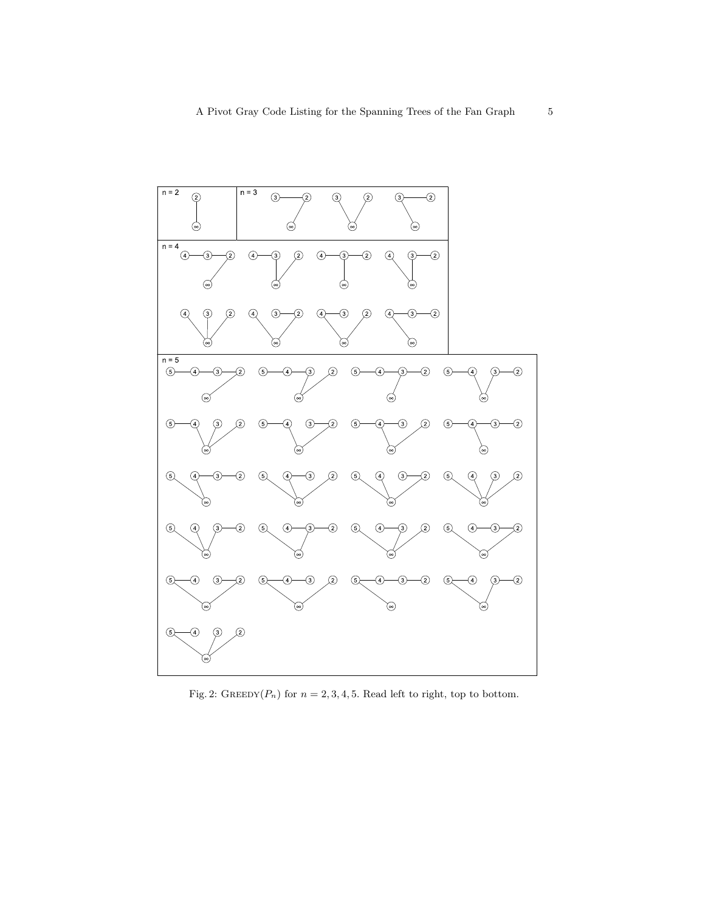Fig. 2: GREEDY($P_n$) for $n = 2, 3, 4, 5$. Read left to right, top to bottom.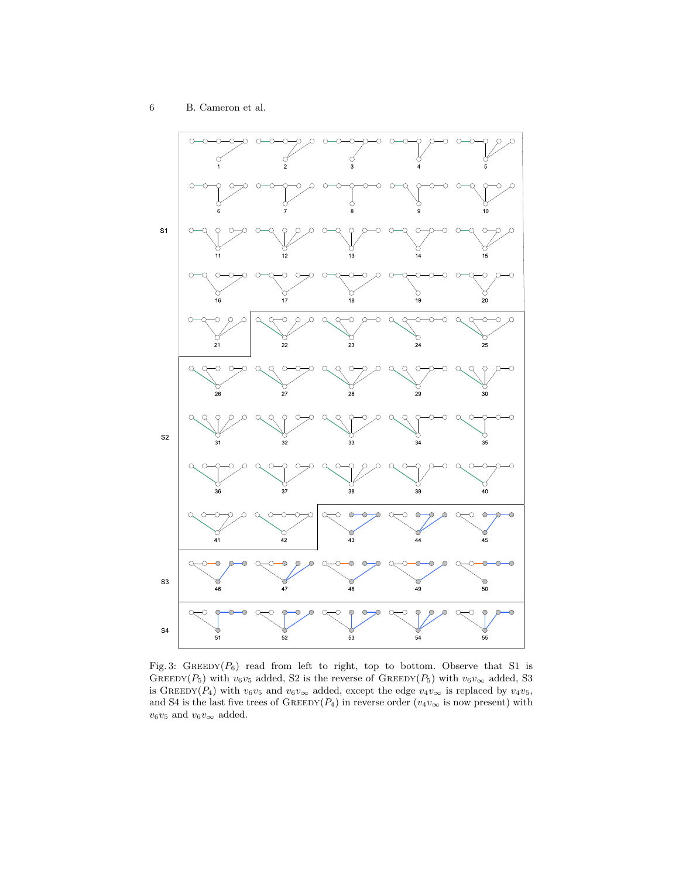Fig. 3: GREEDY($P_6$) read from left to right, top to bottom. Observe that S1 is GREEDY($P_5$) with $v_6v_5$ added, S2 is the reverse of GREEDY($P_5$) with $v_6v_\infty$ added, S3 is GREEDY($P_4$) with $v_6v_5$ and $v_6v_\infty$ added, except the edge $v_4v_\infty$ is replaced by $v_4v_5$, and S4 is the last five trees of GREEDY($P_4$) in reverse order ($v_4v_\infty$ is now present) with $v_6v_5$ and $v_6v_\infty$ added.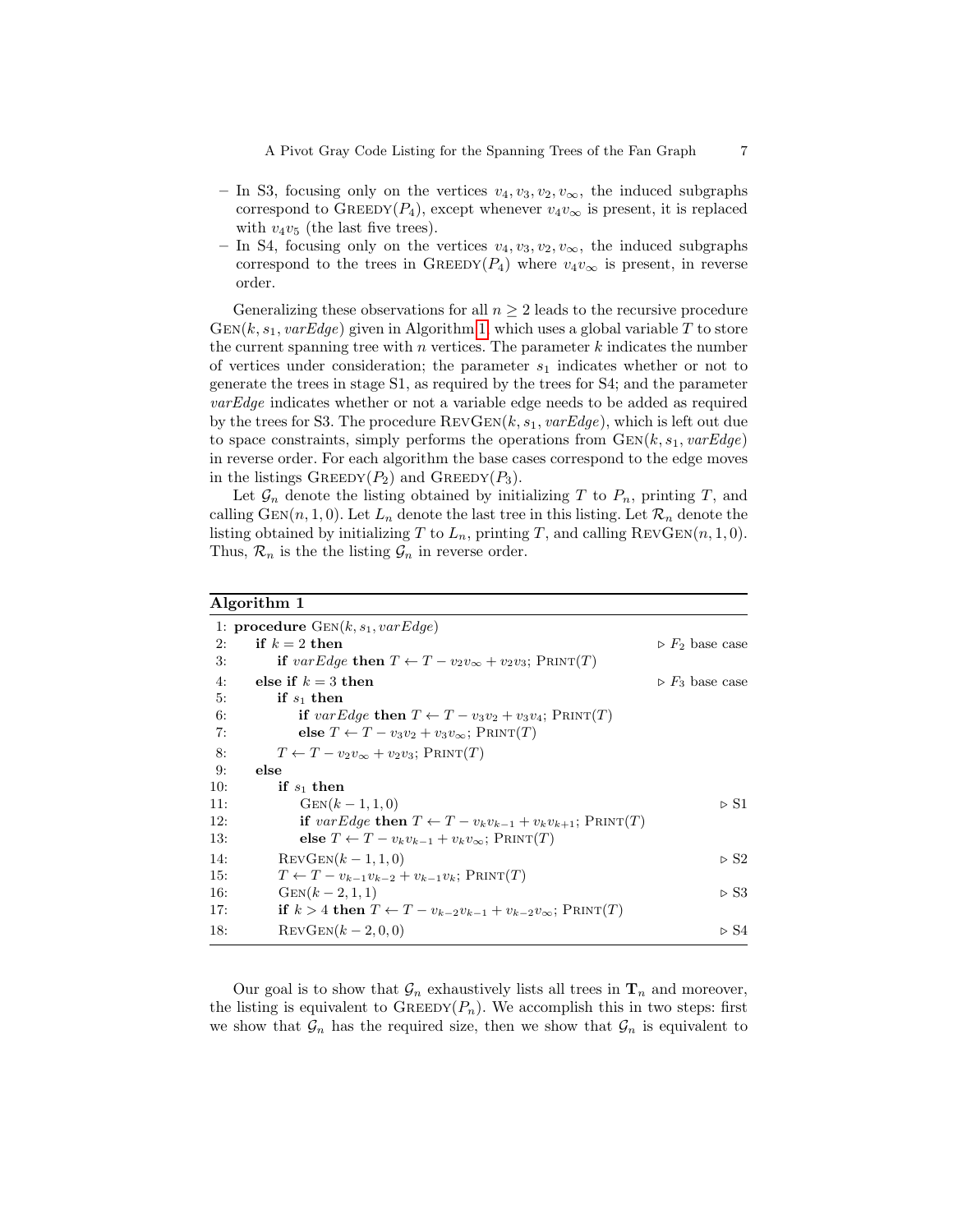- In S3, focusing only on the vertices $v_4, v_3, v_2, v_\infty$, the induced subgraphs correspond to $\text{Greedy}(P_4)$, except whenever $v_4v_\infty$ is present, it is replaced with $v_4v_5$ (the last five trees).
- In S4, focusing only on the vertices $v_4, v_3, v_2, v_\infty$, the induced subgraphs correspond to the trees in $\text{Greedy}(P_4)$ where $v_4v_\infty$ is present, in reverse order.

Generalizing these observations for all $n \geq 2$ leads to the recursive procedure $\text{Gen}(k, s_1, \mathit{varEdge})$ given in Algorithm 1 which uses a global variable $T$ to store the current spanning tree with $n$ vertices. The parameter $k$ indicates the number of vertices under consideration; the parameter $s_1$ indicates whether or not to generate the trees in stage S1, as required by the trees for S4; and the parameter $\mathit{varEdge}$ indicates whether or not a variable edge needs to be added as required by the trees for S3. The procedure $\text{RevGen}(k, s_1, \mathit{varEdge})$, which is left out due to space constraints, simply performs the operations from $\text{Gen}(k, s_1, \mathit{varEdge})$ in reverse order. For each algorithm the base cases correspond to the edge moves in the listings $\text{Greedy}(P_2)$ and $\text{Greedy}(P_3)$.

Let $\mathcal{G}_n$ denote the listing obtained by initializing $T$ to $P_n$, printing $T$, and calling $\text{Gen}(n, 1, 0)$. Let $L_n$ denote the last tree in this listing. Let $\mathcal{R}_n$ denote the listing obtained by initializing $T$ to $L_n$, printing $T$, and calling $\text{RevGen}(n, 1, 0)$. Thus, $\mathcal{R}_n$ is the the listing $\mathcal{G}_n$ in reverse order.

**Algorithm 1**

```
 1: procedure Gen(k, s1, varEdge)
 2:     if k = 2 then                                                  ▷ F2 base case
 3:         if varEdge then T ← T − v2v∞ + v2v3; Print(T)
 4:     else if k = 3 then                                             ▷ F3 base case
 5:         if s1 then
 6:             if varEdge then T ← T − v3v2 + v3v4; Print(T)
 7:             else T ← T − v3v2 + v3v∞; Print(T)
 8:         T ← T − v2v∞ + v2v3; Print(T)
 9:     else
10:         if s1 then
11:             Gen(k − 1, 1, 0)                                       ▷ S1
12:             if varEdge then T ← T − vkvk−1 + vkvk+1; Print(T)
13:             else T ← T − vkvk−1 + vkv∞; Print(T)
14:         RevGen(k − 1, 1, 0)                                        ▷ S2
15:         T ← T − vk−1vk−2 + vk−1vk; Print(T)
16:         Gen(k − 2, 1, 1)                                           ▷ S3
17:         if k > 4 then T ← T − vk−2vk−1 + vk−2v∞; Print(T)
18:         RevGen(k − 2, 0, 0)                                        ▷ S4
```

Our goal is to show that $\mathcal{G}_n$ exhaustively lists all trees in $\mathbf{T}_n$ and moreover, the listing is equivalent to $\text{Greedy}(P_n)$. We accomplish this in two steps: first we show that $\mathcal{G}_n$ has the required size, then we show that $\mathcal{G}_n$ is equivalent to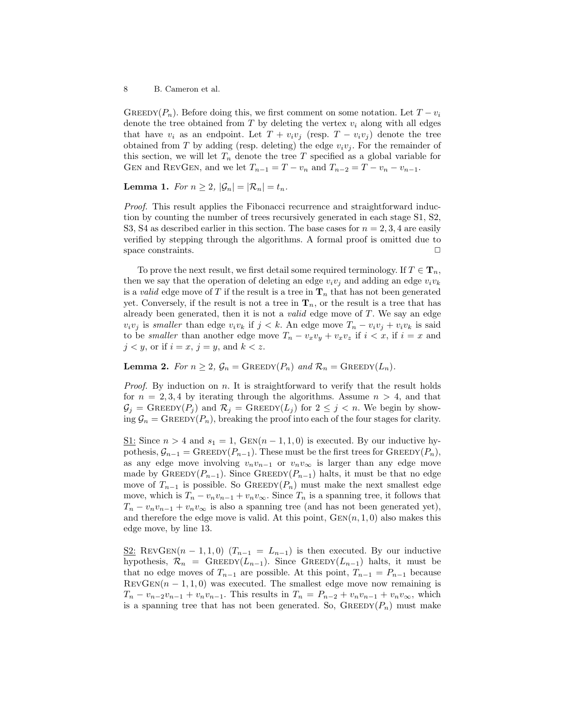Greedy($P_n$). Before doing this, we first comment on some notation. Let $T - v_i$ denote the tree obtained from $T$ by deleting the vertex $v_i$ along with all edges that have $v_i$ as an endpoint. Let $T + v_iv_j$ (resp. $T - v_iv_j$) denote the tree obtained from $T$ by adding (resp. deleting) the edge $v_iv_j$. For the remainder of this section, we will let $T_n$ denote the tree $T$ specified as a global variable for Gen and RevGen, and we let $T_{n-1} = T - v_n$ and $T_{n-2} = T - v_n - v_{n-1}$.

**Lemma 1.** *For $n \geq 2$, $|\mathcal{G}_n| = |\mathcal{R}_n| = t_n$.*

*Proof.* This result applies the Fibonacci recurrence and straightforward induction by counting the number of trees recursively generated in each stage S1, S2, S3, S4 as described earlier in this section. The base cases for $n = 2, 3, 4$ are easily verified by stepping through the algorithms. A formal proof is omitted due to space constraints. □

To prove the next result, we first detail some required terminology. If $T \in \mathbf{T}_n$, then we say that the operation of deleting an edge $v_iv_j$ and adding an edge $v_iv_k$ is a *valid* edge move of $T$ if the result is a tree in $\mathbf{T}_n$ that has not been generated yet. Conversely, if the result is not a tree in $\mathbf{T}_n$, or the result is a tree that has already been generated, then it is not a *valid* edge move of $T$. We say an edge $v_iv_j$ is *smaller* than edge $v_iv_k$ if $j < k$. An edge move $T_n - v_iv_j + v_iv_k$ is said to be *smaller* than another edge move $T_n - v_xv_y + v_xv_z$ if $i < x$, if $i = x$ and $j < y$, or if $i = x$, $j = y$, and $k < z$.

**Lemma 2.** *For $n \geq 2$, $\mathcal{G}_n = \text{Greedy}(P_n)$ and $\mathcal{R}_n = \text{Greedy}(L_n)$.*

*Proof.* By induction on $n$. It is straightforward to verify that the result holds for $n = 2, 3, 4$ by iterating through the algorithms. Assume $n > 4$, and that $\mathcal{G}_j = \text{Greedy}(P_j)$ and $\mathcal{R}_j = \text{Greedy}(L_j)$ for $2 \leq j < n$. We begin by showing $\mathcal{G}_n = \text{Greedy}(P_n)$, breaking the proof into each of the four stages for clarity.

S1: Since $n > 4$ and $s_1 = 1$, Gen$(n-1, 1, 0)$ is executed. By our inductive hypothesis, $\mathcal{G}_{n-1} = \text{Greedy}(P_{n-1})$. These must be the first trees for Greedy($P_n$), as any edge move involving $v_nv_{n-1}$ or $v_nv_\infty$ is larger than any edge move made by Greedy($P_{n-1}$). Since Greedy($P_{n-1}$) halts, it must be that no edge move of $T_{n-1}$ is possible. So Greedy($P_n$) must make the next smallest edge move, which is $T_n - v_nv_{n-1} + v_nv_\infty$. Since $T_n$ is a spanning tree, it follows that $T_n - v_nv_{n-1} + v_nv_\infty$ is also a spanning tree (and has not been generated yet), and therefore the edge move is valid. At this point, Gen$(n, 1, 0)$ also makes this edge move, by line 13.

S2: RevGen$(n-1, 1, 0)$ ($T_{n-1} = L_{n-1}$) is then executed. By our inductive hypothesis, $\mathcal{R}_n = \text{Greedy}(L_{n-1})$. Since Greedy($L_{n-1}$) halts, it must be that no edge moves of $T_{n-1}$ are possible. At this point, $T_{n-1} = P_{n-1}$ because RevGen$(n-1, 1, 0)$ was executed. The smallest edge move now remaining is $T_n - v_{n-2}v_{n-1} + v_nv_{n-1}$. This results in $T_n = P_{n-2} + v_nv_{n-1} + v_nv_\infty$, which is a spanning tree that has not been generated. So, Greedy($P_n$) must make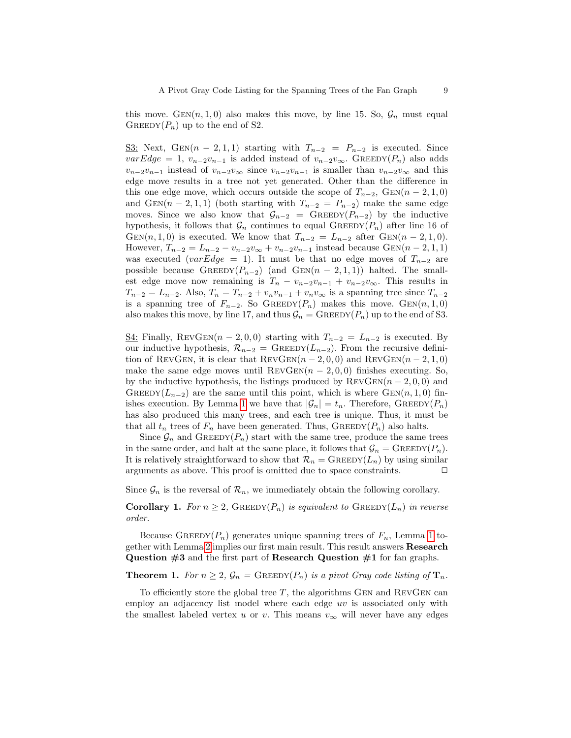this move. Gen$(n, 1, 0)$ also makes this move, by line 15. So, $\mathcal{G}_n$ must equal Greedy$(P_n)$ up to the end of S2.

<u>S3:</u> Next, Gen$(n-2, 1, 1)$ starting with $T_{n-2} = P_{n-2}$ is executed. Since $varEdge = 1$, $v_{n-2}v_{n-1}$ is added instead of $v_{n-2}v_\infty$. Greedy$(P_n)$ also adds $v_{n-2}v_{n-1}$ instead of $v_{n-2}v_\infty$ since $v_{n-2}v_{n-1}$ is smaller than $v_{n-2}v_\infty$ and this edge move results in a tree not yet generated. Other than the difference in this one edge move, which occurs outside the scope of $T_{n-2}$, Gen$(n-2, 1, 0)$ and Gen$(n-2, 1, 1)$ (both starting with $T_{n-2} = P_{n-2}$) make the same edge moves. Since we also know that $\mathcal{G}_{n-2} =$ Greedy$(P_{n-2})$ by the inductive hypothesis, it follows that $\mathcal{G}_n$ continues to equal Greedy$(P_n)$ after line 16 of Gen$(n, 1, 0)$ is executed. We know that $T_{n-2} = L_{n-2}$ after Gen$(n-2, 1, 0)$. However, $T_{n-2} = L_{n-2} - v_{n-2}v_\infty + v_{n-2}v_{n-1}$ instead because Gen$(n-2, 1, 1)$ was executed ($varEdge = 1$). It must be that no edge moves of $T_{n-2}$ are possible because Greedy$(P_{n-2})$ (and Gen$(n-2, 1, 1)$) halted. The smallest edge move now remaining is $T_n - v_{n-2}v_{n-1} + v_{n-2}v_\infty$. This results in $T_{n-2} = L_{n-2}$. Also, $T_n = T_{n-2} + v_nv_{n-1} + v_nv_\infty$ is a spanning tree since $T_{n-2}$ is a spanning tree of $F_{n-2}$. So Greedy$(P_n)$ makes this move. Gen$(n, 1, 0)$ also makes this move, by line 17, and thus $\mathcal{G}_n =$ Greedy$(P_n)$ up to the end of S3.

<u>S4:</u> Finally, RevGen$(n-2, 0, 0)$ starting with $T_{n-2} = L_{n-2}$ is executed. By our inductive hypothesis, $\mathcal{R}_{n-2} =$ Greedy$(L_{n-2})$. From the recursive definition of RevGen, it is clear that RevGen$(n-2, 0, 0)$ and RevGen$(n-2, 1, 0)$ make the same edge moves until RevGen$(n-2, 0, 0)$ finishes executing. So, by the inductive hypothesis, the listings produced by RevGen$(n-2, 0, 0)$ and Greedy$(L_{n-2})$ are the same until this point, which is where Gen$(n, 1, 0)$ finishes execution. By Lemma 1 we have that $|\mathcal{G}_n| = t_n$. Therefore, Greedy$(P_n)$ has also produced this many trees, and each tree is unique. Thus, it must be that all $t_n$ trees of $F_n$ have been generated. Thus, Greedy$(P_n)$ also halts.

Since $\mathcal{G}_n$ and Greedy$(P_n)$ start with the same tree, produce the same trees in the same order, and halt at the same place, it follows that $\mathcal{G}_n =$ Greedy$(P_n)$. It is relatively straightforward to show that $\mathcal{R}_n =$ Greedy$(L_n)$ by using similar arguments as above. This proof is omitted due to space constraints. □

Since $\mathcal{G}_n$ is the reversal of $\mathcal{R}_n$, we immediately obtain the following corollary.

**Corollary 1.** *For $n \geq 2$, Greedy$(P_n)$ is equivalent to Greedy$(L_n)$ in reverse order.*

Because Greedy$(P_n)$ generates unique spanning trees of $F_n$, Lemma 1 together with Lemma 2 implies our first main result. This result answers **Research Question #3** and the first part of **Research Question #1** for fan graphs.

**Theorem 1.** *For $n \geq 2$, $\mathcal{G}_n =$ Greedy$(P_n)$ is a pivot Gray code listing of $\mathbf{T}_n$.*

To efficiently store the global tree $T$, the algorithms Gen and RevGen can employ an adjacency list model where each edge $uv$ is associated only with the smallest labeled vertex $u$ or $v$. This means $v_\infty$ will never have any edges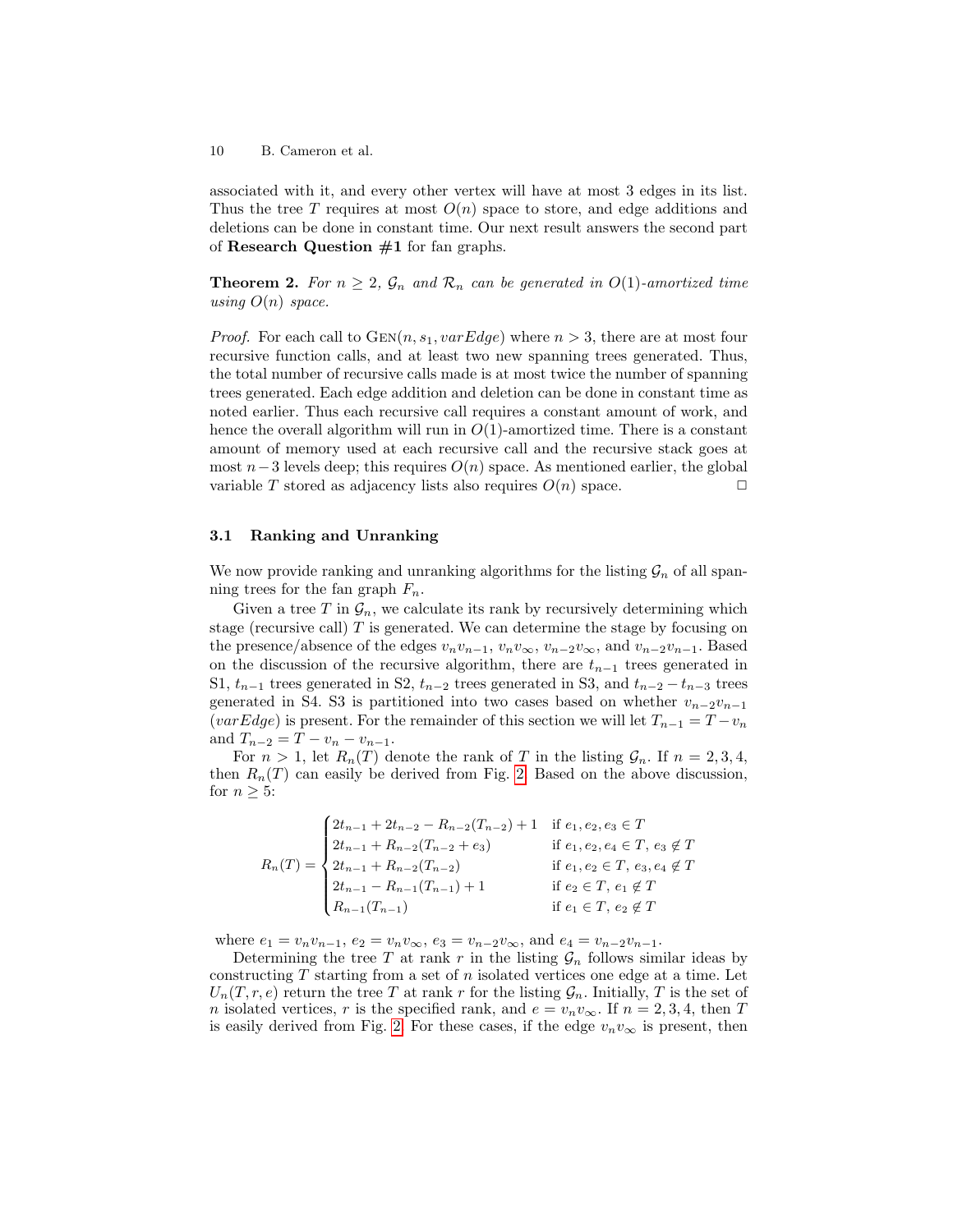associated with it, and every other vertex will have at most 3 edges in its list. Thus the tree $T$ requires at most $O(n)$ space to store, and edge additions and deletions can be done in constant time. Our next result answers the second part of **Research Question #1** for fan graphs.

**Theorem 2.** *For $n \geq 2$, $\mathcal{G}_n$ and $\mathcal{R}_n$ can be generated in $O(1)$-amortized time using $O(n)$ space.*

*Proof.* For each call to $\textsc{Gen}(n, s_1, varEdge)$ where $n > 3$, there are at most four recursive function calls, and at least two new spanning trees generated. Thus, the total number of recursive calls made is at most twice the number of spanning trees generated. Each edge addition and deletion can be done in constant time as noted earlier. Thus each recursive call requires a constant amount of work, and hence the overall algorithm will run in $O(1)$-amortized time. There is a constant amount of memory used at each recursive call and the recursive stack goes at most $n-3$ levels deep; this requires $O(n)$ space. As mentioned earlier, the global variable $T$ stored as adjacency lists also requires $O(n)$ space. □

### 3.1 Ranking and Unranking

We now provide ranking and unranking algorithms for the listing $\mathcal{G}_n$ of all spanning trees for the fan graph $F_n$.

Given a tree $T$ in $\mathcal{G}_n$, we calculate its rank by recursively determining which stage (recursive call) $T$ is generated. We can determine the stage by focusing on the presence/absence of the edges $v_n v_{n-1}$, $v_n v_\infty$, $v_{n-2} v_\infty$, and $v_{n-2} v_{n-1}$. Based on the discussion of the recursive algorithm, there are $t_{n-1}$ trees generated in S1, $t_{n-1}$ trees generated in S2, $t_{n-2}$ trees generated in S3, and $t_{n-2} - t_{n-3}$ trees generated in S4. S3 is partitioned into two cases based on whether $v_{n-2} v_{n-1}$ ($varEdge$) is present. For the remainder of this section we will let $T_{n-1} = T - v_n$ and $T_{n-2} = T - v_n - v_{n-1}$.

For $n > 1$, let $R_n(T)$ denote the rank of $T$ in the listing $\mathcal{G}_n$. If $n = 2, 3, 4$, then $R_n(T)$ can easily be derived from Fig. 2. Based on the above discussion, for $n \geq 5$:

$$R_n(T) = \begin{cases} 2t_{n-1} + 2t_{n-2} - R_{n-2}(T_{n-2}) + 1 & \text{if } e_1, e_2, e_3 \in T \\ 2t_{n-1} + R_{n-2}(T_{n-2} + e_3) & \text{if } e_1, e_2, e_4 \in T,\ e_3 \notin T \\ 2t_{n-1} + R_{n-2}(T_{n-2}) & \text{if } e_1, e_2 \in T,\ e_3, e_4 \notin T \\ 2t_{n-1} - R_{n-1}(T_{n-1}) + 1 & \text{if } e_2 \in T,\ e_1 \notin T \\ R_{n-1}(T_{n-1}) & \text{if } e_1 \in T,\ e_2 \notin T \end{cases}$$

where $e_1 = v_n v_{n-1}$, $e_2 = v_n v_\infty$, $e_3 = v_{n-2} v_\infty$, and $e_4 = v_{n-2} v_{n-1}$.

Determining the tree $T$ at rank $r$ in the listing $\mathcal{G}_n$ follows similar ideas by constructing $T$ starting from a set of $n$ isolated vertices one edge at a time. Let $U_n(T, r, e)$ return the tree $T$ at rank $r$ for the listing $\mathcal{G}_n$. Initially, $T$ is the set of $n$ isolated vertices, $r$ is the specified rank, and $e = v_n v_\infty$. If $n = 2, 3, 4$, then $T$ is easily derived from Fig. 2. For these cases, if the edge $v_n v_\infty$ is present, then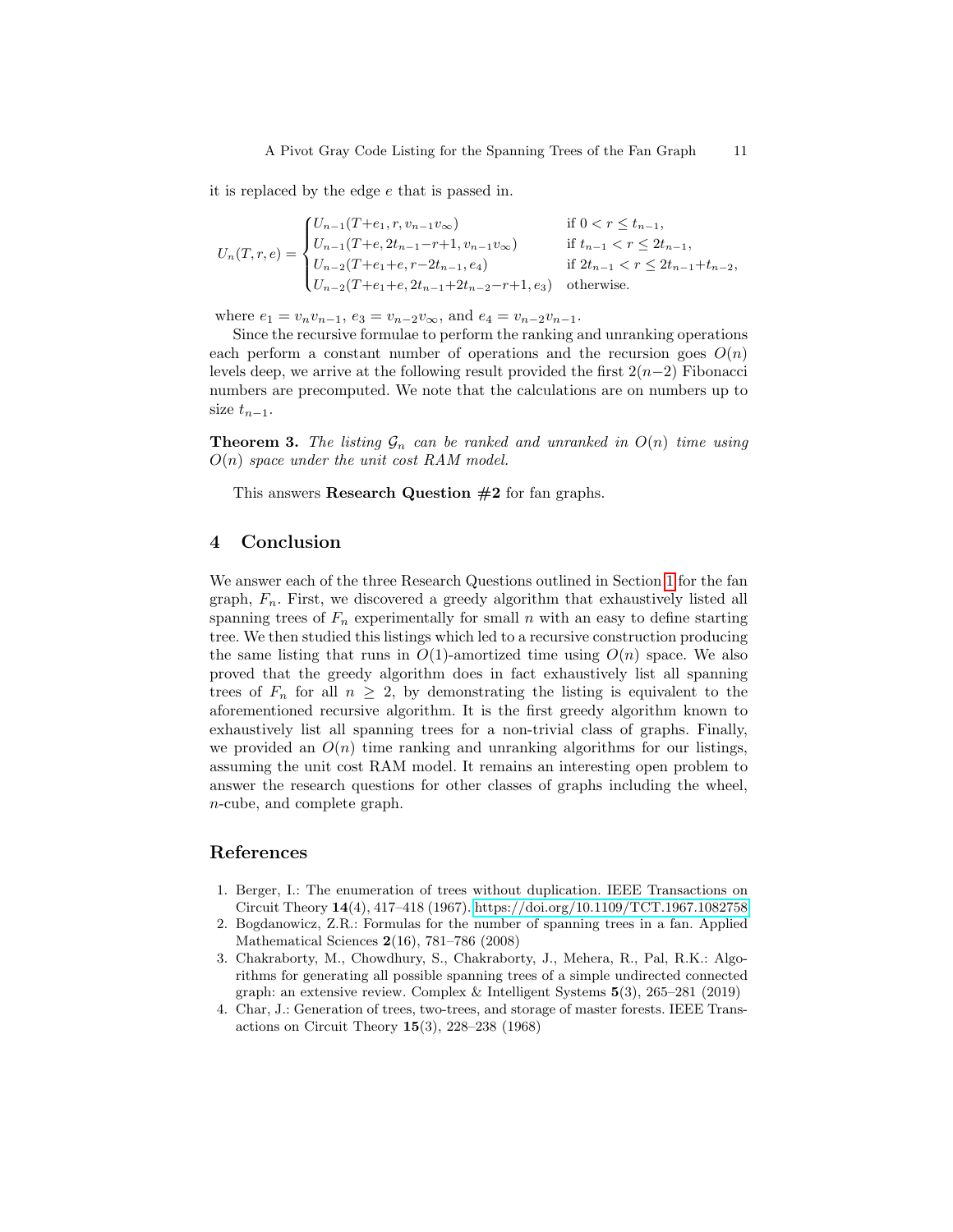it is replaced by the edge $e$ that is passed in.

$$U_n(T, r, e) = \begin{cases} U_{n-1}(T+e_1, r, v_{n-1}v_\infty) & \text{if } 0 < r \leq t_{n-1}, \\ U_{n-1}(T+e, 2t_{n-1}-r+1, v_{n-1}v_\infty) & \text{if } t_{n-1} < r \leq 2t_{n-1}, \\ U_{n-2}(T+e_1+e, r-2t_{n-1}, e_4) & \text{if } 2t_{n-1} < r \leq 2t_{n-1}+t_{n-2}, \\ U_{n-2}(T+e_1+e, 2t_{n-1}+2t_{n-2}-r+1, e_3) & \text{otherwise.} \end{cases}$$

where $e_1 = v_n v_{n-1}$, $e_3 = v_{n-2}v_\infty$, and $e_4 = v_{n-2}v_{n-1}$.

Since the recursive formulae to perform the ranking and unranking operations each perform a constant number of operations and the recursion goes $O(n)$ levels deep, we arrive at the following result provided the first $2(n-2)$ Fibonacci numbers are precomputed. We note that the calculations are on numbers up to size $t_{n-1}$.

**Theorem 3.** *The listing $\mathcal{G}_n$ can be ranked and unranked in $O(n)$ time using $O(n)$ space under the unit cost RAM model.*

This answers **Research Question #2** for fan graphs.

## 4 Conclusion

We answer each of the three Research Questions outlined in Section 1 for the fan graph, $F_n$. First, we discovered a greedy algorithm that exhaustively listed all spanning trees of $F_n$ experimentally for small $n$ with an easy to define starting tree. We then studied this listings which led to a recursive construction producing the same listing that runs in $O(1)$-amortized time using $O(n)$ space. We also proved that the greedy algorithm does in fact exhaustively list all spanning trees of $F_n$ for all $n \geq 2$, by demonstrating the listing is equivalent to the aforementioned recursive algorithm. It is the first greedy algorithm known to exhaustively list all spanning trees for a non-trivial class of graphs. Finally, we provided an $O(n)$ time ranking and unranking algorithms for our listings, assuming the unit cost RAM model. It remains an interesting open problem to answer the research questions for other classes of graphs including the wheel, $n$-cube, and complete graph.

## References

1. Berger, I.: The enumeration of trees without duplication. IEEE Transactions on Circuit Theory **14**(4), 417–418 (1967). https://doi.org/10.1109/TCT.1967.1082758
2. Bogdanowicz, Z.R.: Formulas for the number of spanning trees in a fan. Applied Mathematical Sciences **2**(16), 781–786 (2008)
3. Chakraborty, M., Chowdhury, S., Chakraborty, J., Mehera, R., Pal, R.K.: Algorithms for generating all possible spanning trees of a simple undirected connected graph: an extensive review. Complex & Intelligent Systems **5**(3), 265–281 (2019)
4. Char, J.: Generation of trees, two-trees, and storage of master forests. IEEE Transactions on Circuit Theory **15**(3), 228–238 (1968)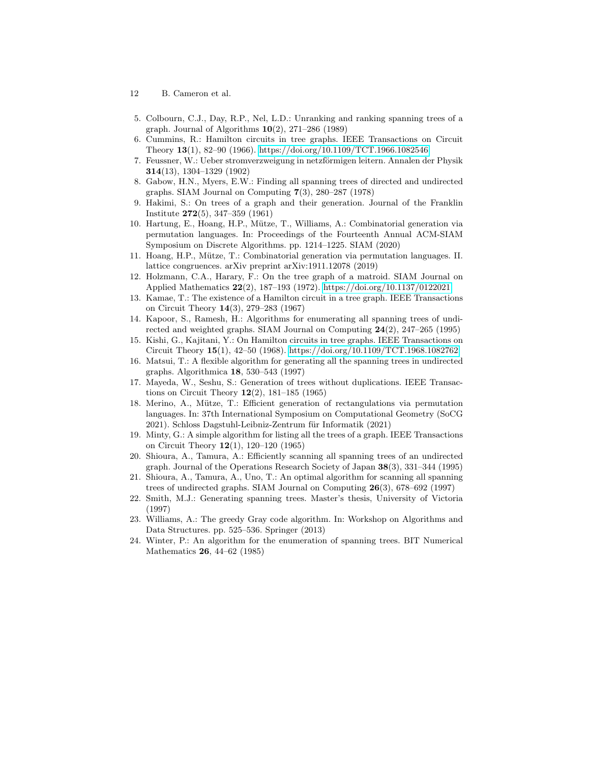5. Colbourn, C.J., Day, R.P., Nel, L.D.: Unranking and ranking spanning trees of a graph. Journal of Algorithms **10**(2), 271–286 (1989)
6. Cummins, R.: Hamilton circuits in tree graphs. IEEE Transactions on Circuit Theory **13**(1), 82–90 (1966). https://doi.org/10.1109/TCT.1966.1082546
7. Feussner, W.: Ueber stromverzweigung in netzförmigen leitern. Annalen der Physik **314**(13), 1304–1329 (1902)
8. Gabow, H.N., Myers, E.W.: Finding all spanning trees of directed and undirected graphs. SIAM Journal on Computing **7**(3), 280–287 (1978)
9. Hakimi, S.: On trees of a graph and their generation. Journal of the Franklin Institute **272**(5), 347–359 (1961)
10. Hartung, E., Hoang, H.P., Mütze, T., Williams, A.: Combinatorial generation via permutation languages. In: Proceedings of the Fourteenth Annual ACM-SIAM Symposium on Discrete Algorithms. pp. 1214–1225. SIAM (2020)
11. Hoang, H.P., Mütze, T.: Combinatorial generation via permutation languages. II. lattice congruences. arXiv preprint arXiv:1911.12078 (2019)
12. Holzmann, C.A., Harary, F.: On the tree graph of a matroid. SIAM Journal on Applied Mathematics **22**(2), 187–193 (1972). https://doi.org/10.1137/0122021
13. Kamae, T.: The existence of a Hamilton circuit in a tree graph. IEEE Transactions on Circuit Theory **14**(3), 279–283 (1967)
14. Kapoor, S., Ramesh, H.: Algorithms for enumerating all spanning trees of undirected and weighted graphs. SIAM Journal on Computing **24**(2), 247–265 (1995)
15. Kishi, G., Kajitani, Y.: On Hamilton circuits in tree graphs. IEEE Transactions on Circuit Theory **15**(1), 42–50 (1968). https://doi.org/10.1109/TCT.1968.1082762
16. Matsui, T.: A flexible algorithm for generating all the spanning trees in undirected graphs. Algorithmica **18**, 530–543 (1997)
17. Mayeda, W., Seshu, S.: Generation of trees without duplications. IEEE Transactions on Circuit Theory **12**(2), 181–185 (1965)
18. Merino, A., Mütze, T.: Efficient generation of rectangulations via permutation languages. In: 37th International Symposium on Computational Geometry (SoCG 2021). Schloss Dagstuhl-Leibniz-Zentrum für Informatik (2021)
19. Minty, G.: A simple algorithm for listing all the trees of a graph. IEEE Transactions on Circuit Theory **12**(1), 120–120 (1965)
20. Shioura, A., Tamura, A.: Efficiently scanning all spanning trees of an undirected graph. Journal of the Operations Research Society of Japan **38**(3), 331–344 (1995)
21. Shioura, A., Tamura, A., Uno, T.: An optimal algorithm for scanning all spanning trees of undirected graphs. SIAM Journal on Computing **26**(3), 678–692 (1997)
22. Smith, M.J.: Generating spanning trees. Master's thesis, University of Victoria (1997)
23. Williams, A.: The greedy Gray code algorithm. In: Workshop on Algorithms and Data Structures. pp. 525–536. Springer (2013)
24. Winter, P.: An algorithm for the enumeration of spanning trees. BIT Numerical Mathematics **26**, 44–62 (1985)